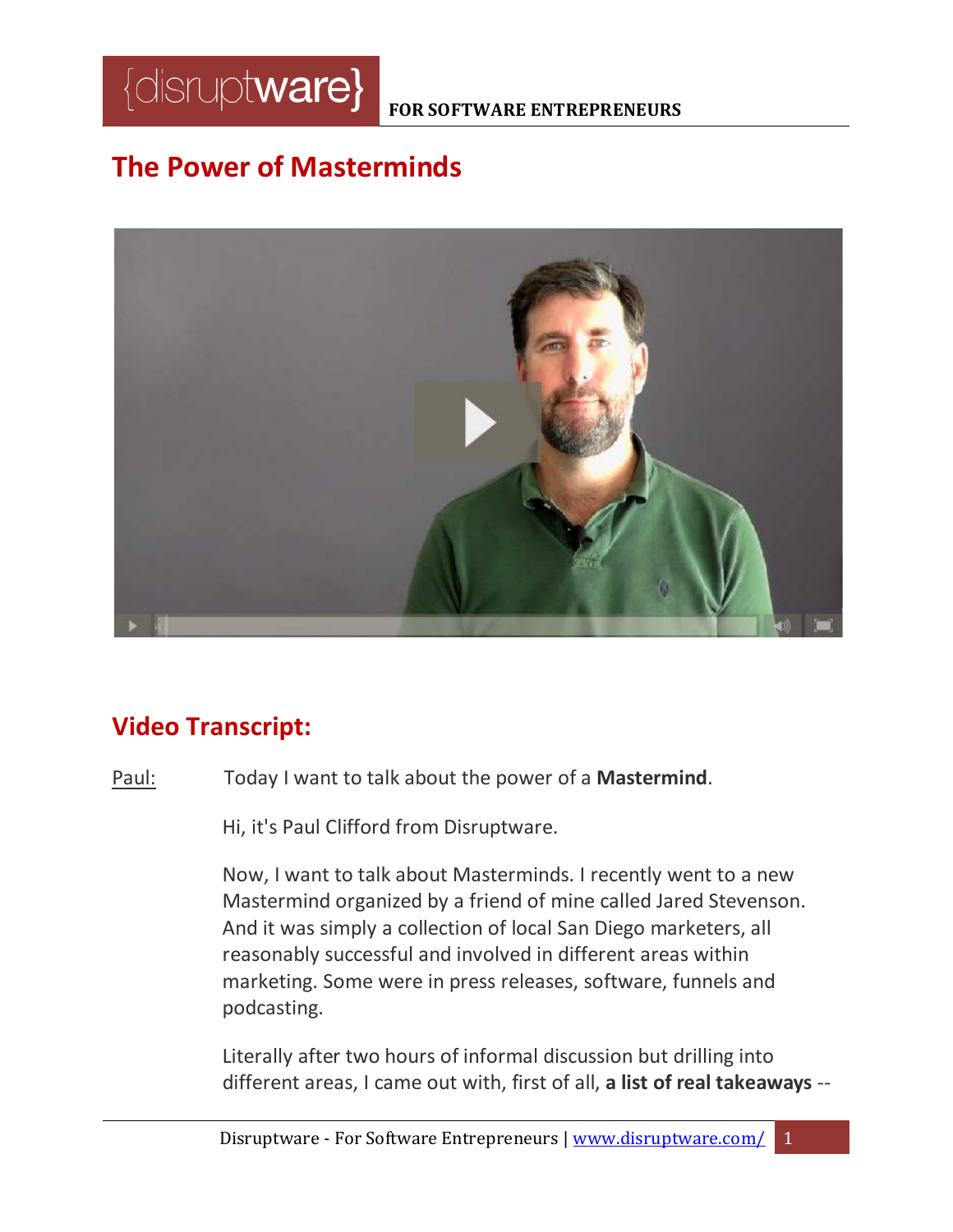# The Power of Masterminds

## Video Transcript:

Paul: Today I want to talk about the power of a **Mastermind**.

Hi, it's Paul Clifford from Disruptware.

Now, I want to talk about Masterminds. I recently went to a new Mastermind organized by a friend of mine called Jared Stevenson. And it was simply a collection of local San Diego marketers, all reasonably successful and involved in different areas within marketing. Some were in press releases, software, funnels and podcasting.

Literally after two hours of informal discussion but drilling into different areas, I came out with, first of all, **a list of real takeaways** --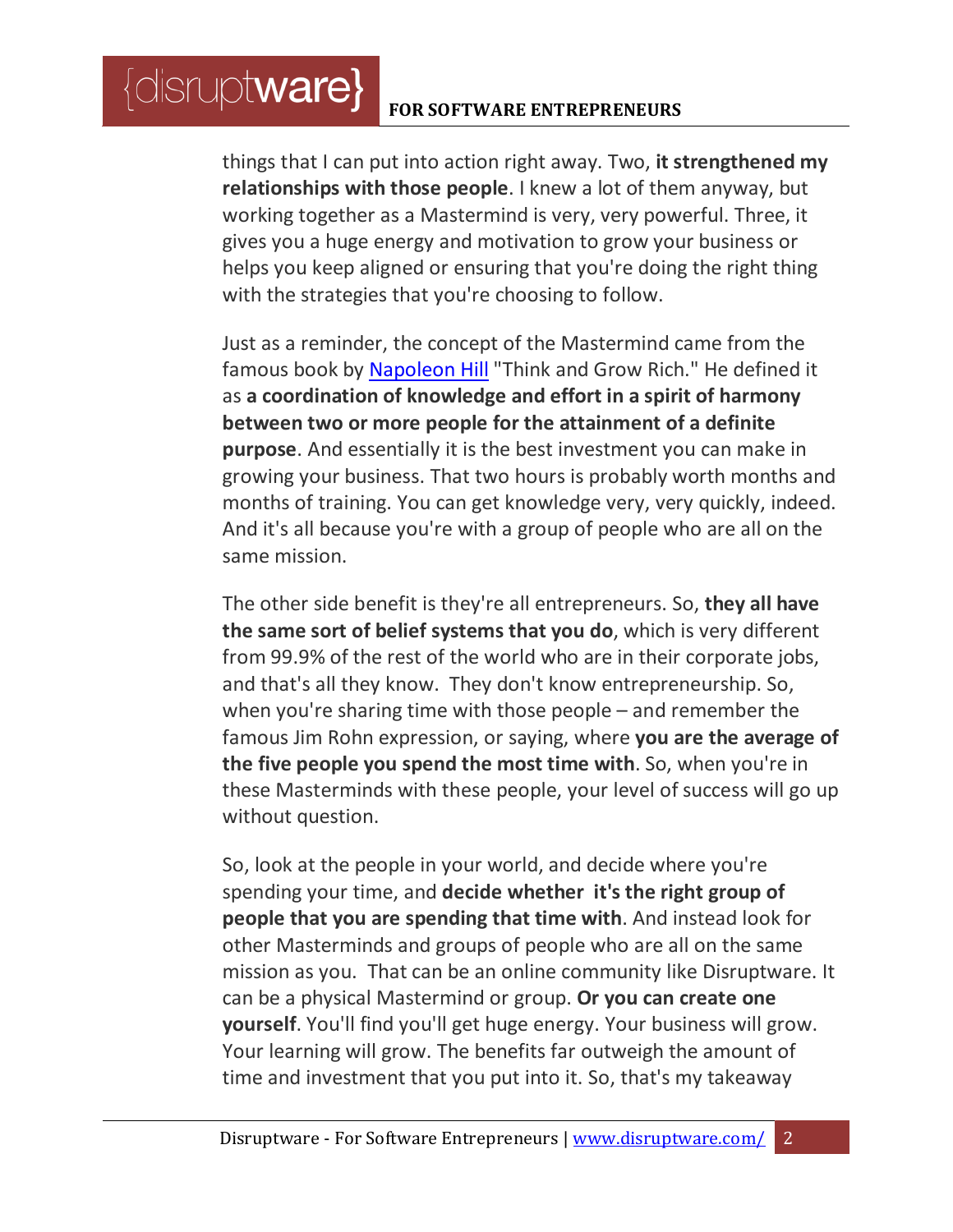things that I can put into action right away. Two, **it strengthened my relationships with those people**. I knew a lot of them anyway, but working together as a Mastermind is very, very powerful. Three, it gives you a huge energy and motivation to grow your business or helps you keep aligned or ensuring that you're doing the right thing with the strategies that you're choosing to follow.

Just as a reminder, the concept of the Mastermind came from the famous book by [Napoleon Hill](#) "Think and Grow Rich." He defined it as **a coordination of knowledge and effort in a spirit of harmony between two or more people for the attainment of a definite purpose**. And essentially it is the best investment you can make in growing your business. That two hours is probably worth months and months of training. You can get knowledge very, very quickly, indeed. And it's all because you're with a group of people who are all on the same mission.

The other side benefit is they're all entrepreneurs. So, **they all have the same sort of belief systems that you do**, which is very different from 99.9% of the rest of the world who are in their corporate jobs, and that's all they know. They don't know entrepreneurship. So, when you're sharing time with those people – and remember the famous Jim Rohn expression, or saying, where **you are the average of the five people you spend the most time with**. So, when you're in these Masterminds with these people, your level of success will go up without question.

So, look at the people in your world, and decide where you're spending your time, and **decide whether it's the right group of people that you are spending that time with**. And instead look for other Masterminds and groups of people who are all on the same mission as you. That can be an online community like Disruptware. It can be a physical Mastermind or group. **Or you can create one yourself**. You'll find you'll get huge energy. Your business will grow. Your learning will grow. The benefits far outweigh the amount of time and investment that you put into it. So, that's my takeaway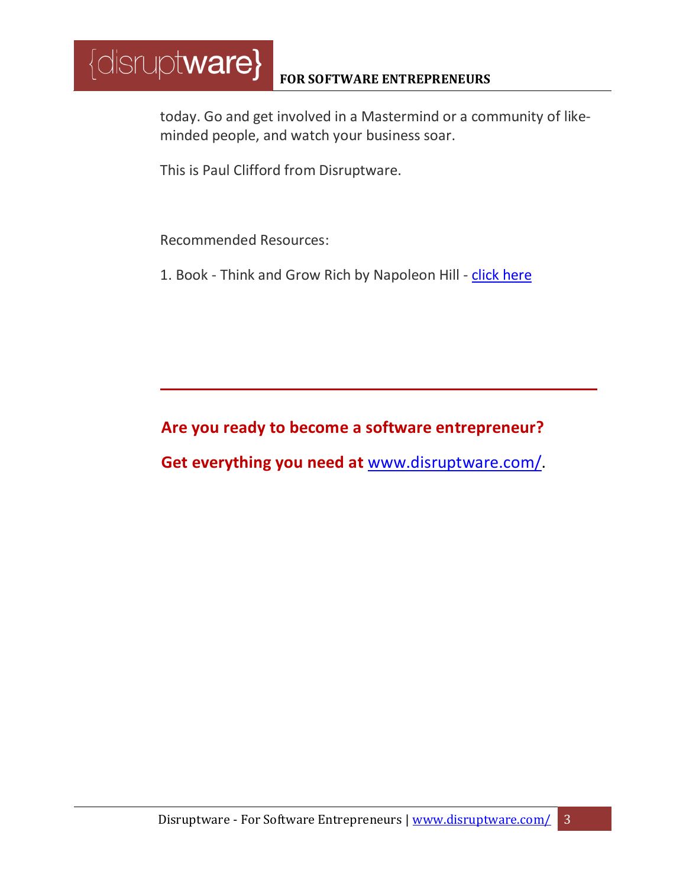today. Go and get involved in a Mastermind or a community of like-minded people, and watch your business soar.

This is Paul Clifford from Disruptware.

Recommended Resources:

1. Book - Think and Grow Rich by Napoleon Hill - click here

---

**Are you ready to become a software entrepreneur?**

**Get everything you need at** www.disruptware.com/.